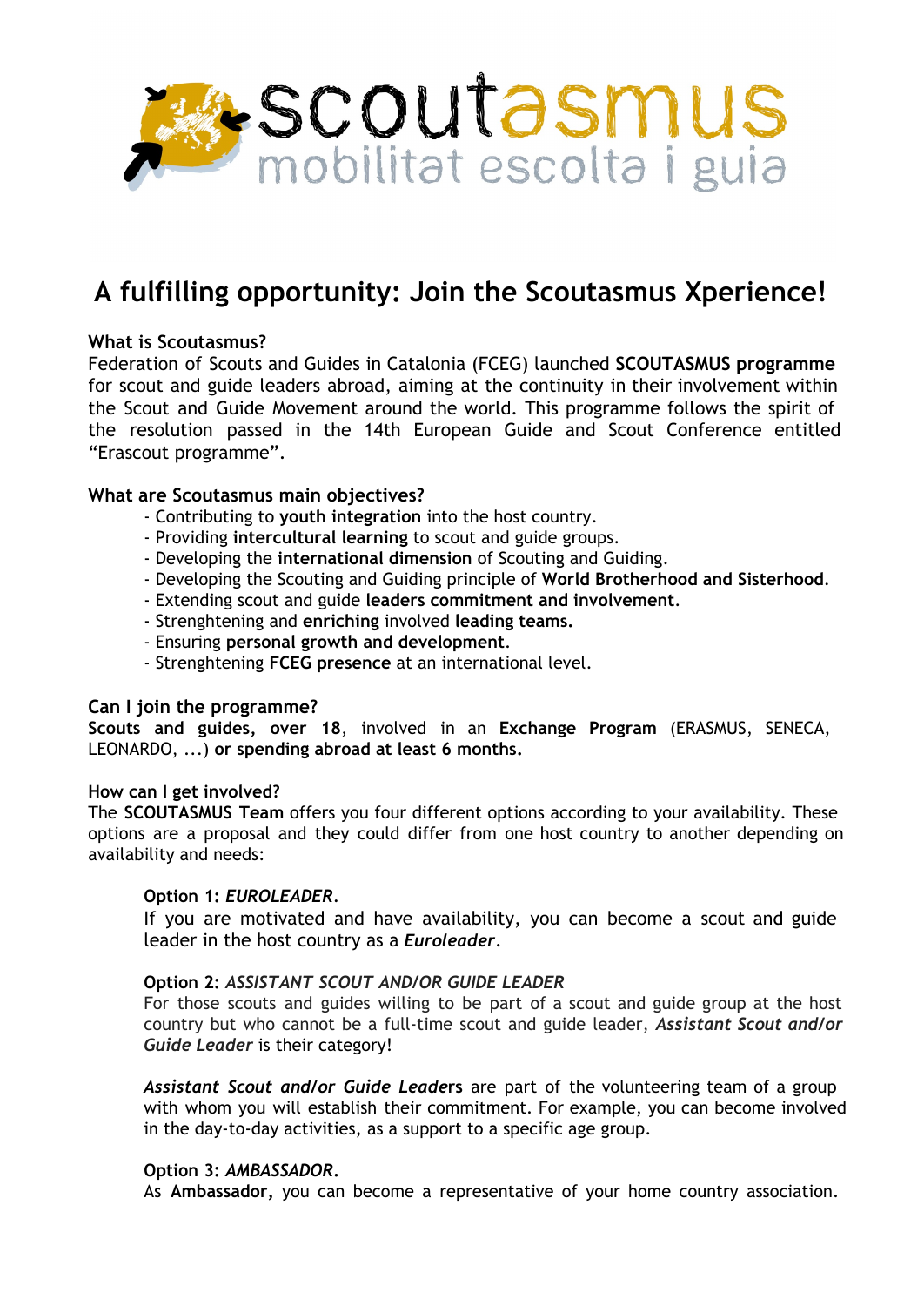scoutasmus
mobilitat escolta i guia

# A fulfilling opportunity: Join the Scoutasmus Xperience!

**What is Scoutasmus?**

Federation of Scouts and Guides in Catalonia (FCEG) launched **SCOUTASMUS programme** for scout and guide leaders abroad, aiming at the continuity in their involvement within the Scout and Guide Movement around the world. This programme follows the spirit of the resolution passed in the 14th European Guide and Scout Conference entitled "Erascout programme".

**What are Scoutasmus main objectives?**

- Contributing to **youth integration** into the host country.
- Providing **intercultural learning** to scout and guide groups.
- Developing the **international dimension** of Scouting and Guiding.
- Developing the Scouting and Guiding principle of **World Brotherhood and Sisterhood**.
- Extending scout and guide **leaders commitment and involvement**.
- Strenghtening and **enriching** involved **leading teams.**
- Ensuring **personal growth and development**.
- Strenghtening **FCEG presence** at an international level.

**Can I join the programme?**

**Scouts and guides, over 18**, involved in an **Exchange Program** (ERASMUS, SENECA, LEONARDO, ...) **or spending abroad at least 6 months.**

**How can I get involved?**

The **SCOUTASMUS Team** offers you four different options according to your availability. These options are a proposal and they could differ from one host country to another depending on availability and needs:

**Option 1:** ***EUROLEADER*****.**

If you are motivated and have availability, you can become a scout and guide leader in the host country as a ***Euroleader***.

**Option 2:** ***ASSISTANT SCOUT AND/OR GUIDE LEADER***

For those scouts and guides willing to be part of a scout and guide group at the host country but who cannot be a full-time scout and guide leader, ***Assistant Scout and/or Guide Leader*** is their category!

***Assistant Scout and/or Guide Leader*****s** are part of the volunteering team of a group with whom you will establish their commitment. For example, you can become involved in the day-to-day activities, as a support to a specific age group.

**Option 3:** ***AMBASSADOR*****.**

As **Ambassador,** you can become a representative of your home country association.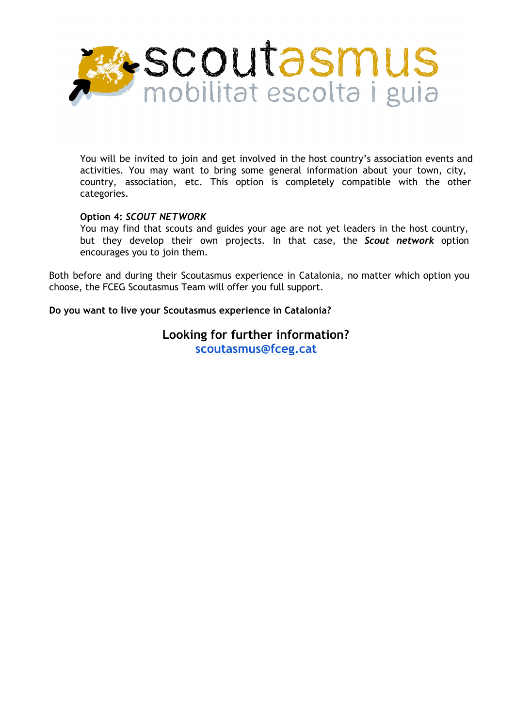You will be invited to join and get involved in the host country's association events and activities. You may want to bring some general information about your town, city, country, association, etc. This option is completely compatible with the other categories.

**Option 4:** ***SCOUT NETWORK***

You may find that scouts and guides your age are not yet leaders in the host country, but they develop their own projects. In that case, the ***Scout network*** option encourages you to join them.

Both before and during their Scoutasmus experience in Catalonia, no matter which option you choose, the FCEG Scoutasmus Team will offer you full support.

**Do you want to live your Scoutasmus experience in Catalonia?**

## Looking for further information?

**scoutasmus@fceg.cat**